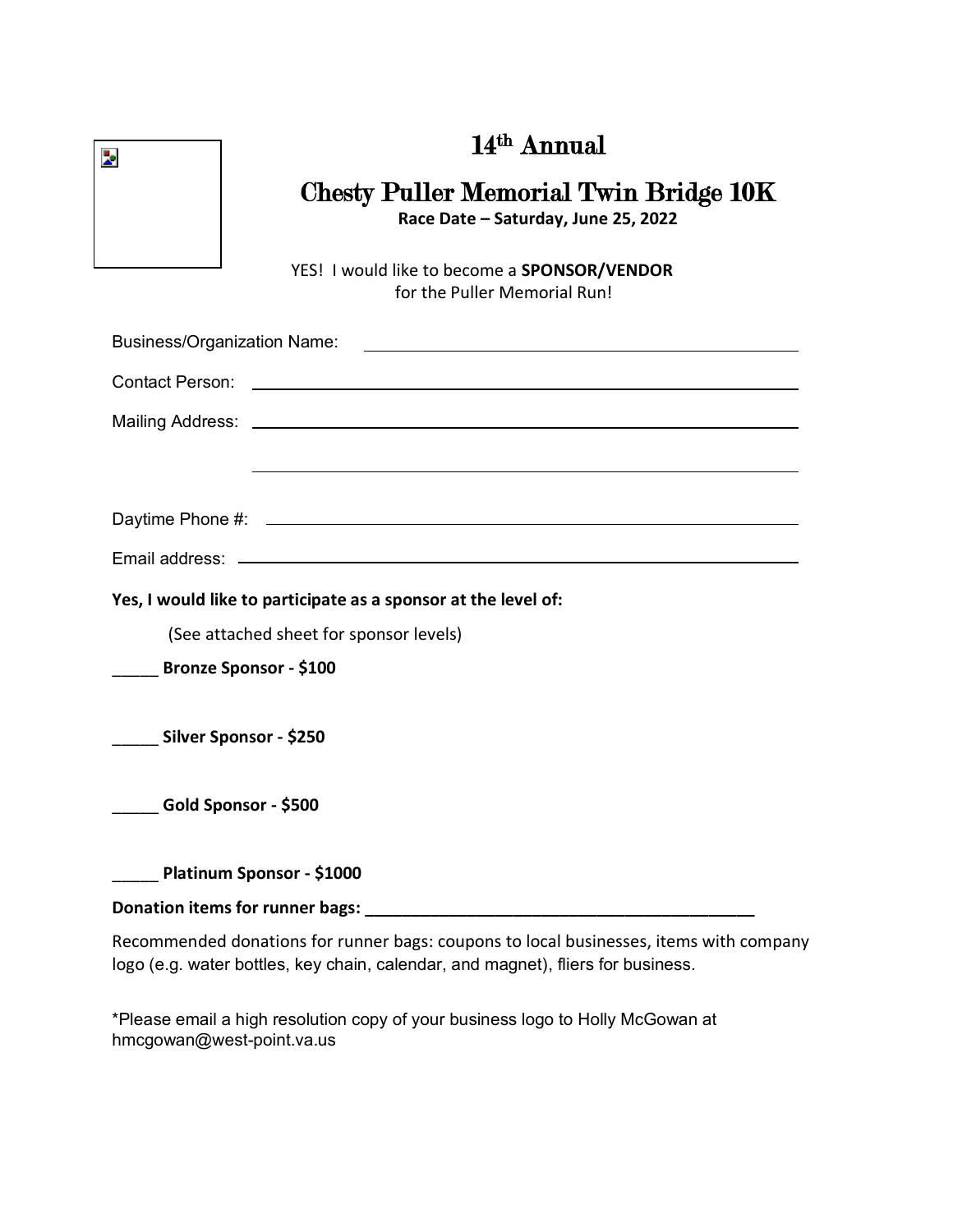# 14th Annual

## Chesty Puller Memorial Twin Bridge 10K

**Race Date – Saturday, June 25, 2022**

YES! I would like to become a **SPONSOR/VENDOR** for the Puller Memorial Run!

Business/Organization Name: ______________________________________________

Contact Person: ______________________________________________

Mailing Address: ______________________________________________

______________________________________________

Daytime Phone #: ______________________________________________

Email address: ______________________________________________

**Yes, I would like to participate as a sponsor at the level of:**

(See attached sheet for sponsor levels)

_____ **Bronze Sponsor - $100**

_____ **Silver Sponsor - $250**

_____ **Gold Sponsor - $500**

_____ **Platinum Sponsor - $1000**

**Donation items for runner bags: ______________________________________________**

Recommended donations for runner bags: coupons to local businesses, items with company logo (e.g. water bottles, key chain, calendar, and magnet), fliers for business.

*Please email a high resolution copy of your business logo to Holly McGowan at hmcgowan@west-point.va.us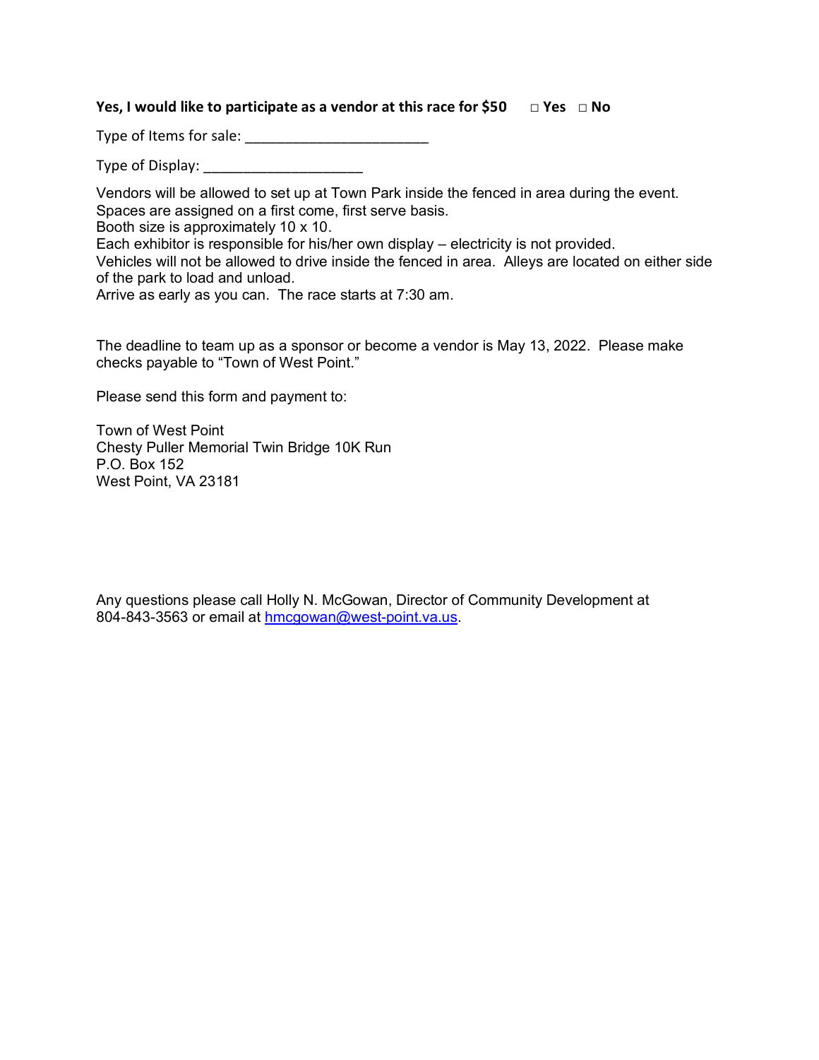**Yes, I would like to participate as a vendor at this race for $50 □ Yes □ No**

Type of Items for sale: _______________________

Type of Display: ____________________

Vendors will be allowed to set up at Town Park inside the fenced in area during the event.
Spaces are assigned on a first come, first serve basis.
Booth size is approximately 10 x 10.
Each exhibitor is responsible for his/her own display – electricity is not provided.
Vehicles will not be allowed to drive inside the fenced in area. Alleys are located on either side of the park to load and unload.
Arrive as early as you can. The race starts at 7:30 am.

The deadline to team up as a sponsor or become a vendor is May 13, 2022. Please make checks payable to "Town of West Point."

Please send this form and payment to:

Town of West Point
Chesty Puller Memorial Twin Bridge 10K Run
P.O. Box 152
West Point, VA 23181

Any questions please call Holly N. McGowan, Director of Community Development at 804-843-3563 or email at hmcgowan@west-point.va.us.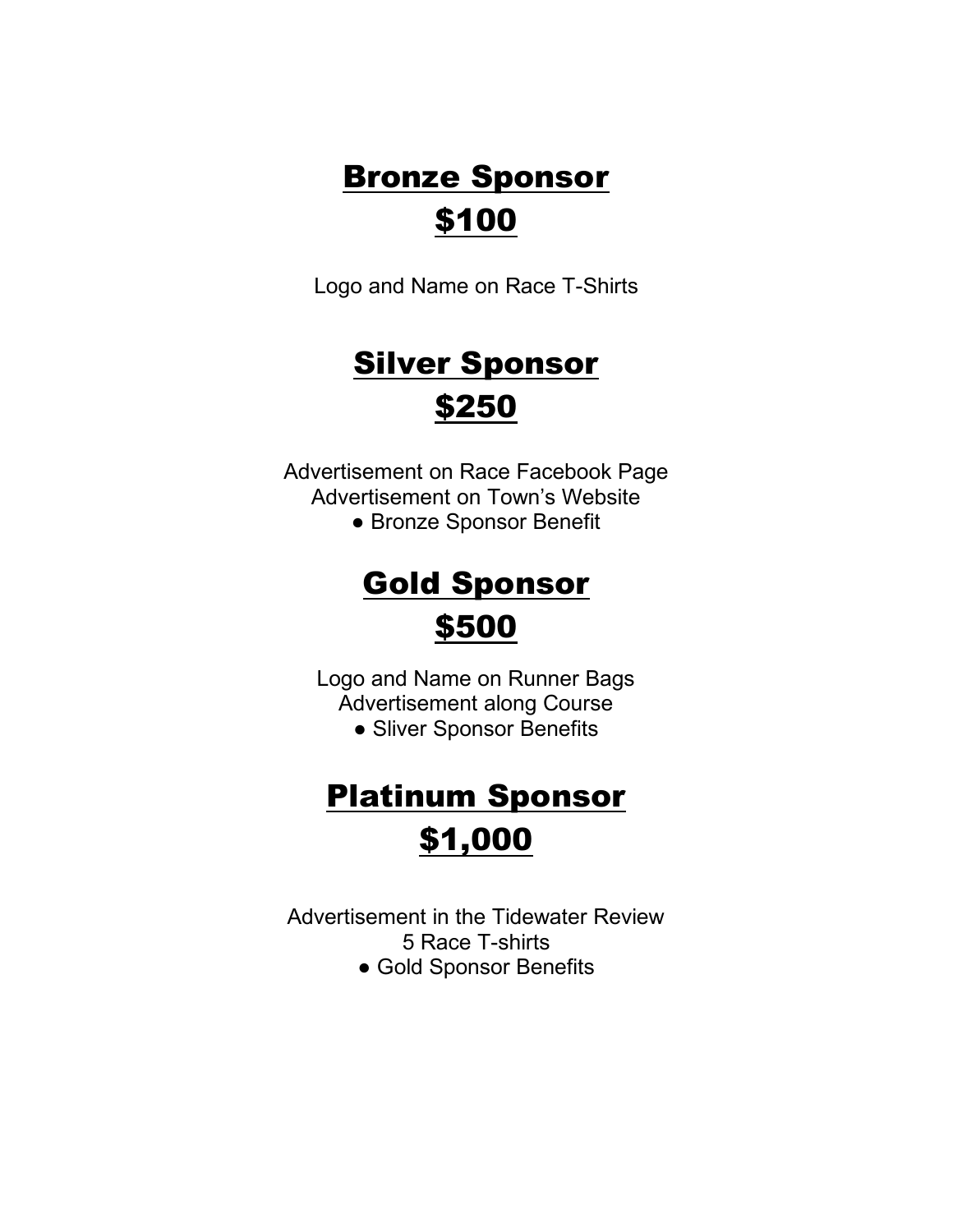## Bronze Sponsor

## $100

Logo and Name on Race T-Shirts

## Silver Sponsor

## $250

Advertisement on Race Facebook Page
Advertisement on Town's Website
- Bronze Sponsor Benefit

## Gold Sponsor

## $500

Logo and Name on Runner Bags
Advertisement along Course
- Sliver Sponsor Benefits

## Platinum Sponsor

## $1,000

Advertisement in the Tidewater Review
5 Race T-shirts
- Gold Sponsor Benefits